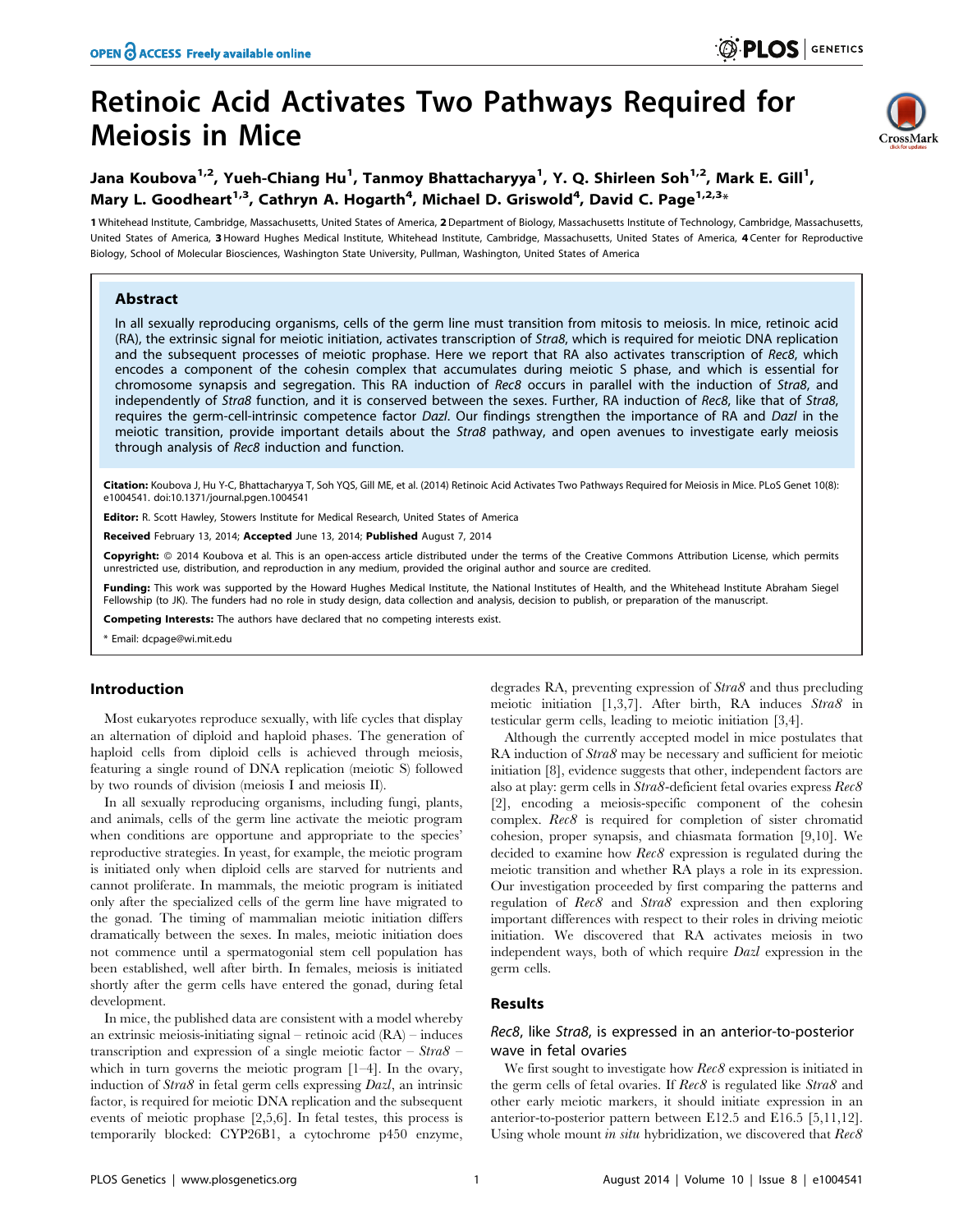# Retinoic Acid Activates Two Pathways Required for Meiosis in Mice

Jana Koubova[1,2], Yueh-Chiang Hu[1], Tanmoy Bhattacharyya[1], Y. Q. Shirleen Soh[1,2], Mark E. Gill[1], Mary L. Goodheart[1,3], Cathryn A. Hogarth[4], Michael D. Griswold[4], David C. Page[1,2,3]*

1 Whitehead Institute, Cambridge, Massachusetts, United States of America, 2 Department of Biology, Massachusetts Institute of Technology, Cambridge, Massachusetts, United States of America, 3 Howard Hughes Medical Institute, Whitehead Institute, Cambridge, Massachusetts, United States of America, 4 Center for Reproductive Biology, School of Molecular Biosciences, Washington State University, Pullman, Washington, United States of America

## Abstract

In all sexually reproducing organisms, cells of the germ line must transition from mitosis to meiosis. In mice, retinoic acid (RA), the extrinsic signal for meiotic initiation, activates transcription of *Stra8*, which is required for meiotic DNA replication and the subsequent processes of meiotic prophase. Here we report that RA also activates transcription of *Rec8*, which encodes a component of the cohesin complex that accumulates during meiotic S phase, and which is essential for chromosome synapsis and segregation. This RA induction of *Rec8* occurs in parallel with the induction of *Stra8*, and independently of *Stra8* function, and it is conserved between the sexes. Further, RA induction of *Rec8*, like that of *Stra8*, requires the germ-cell-intrinsic competence factor *Dazl*. Our findings strengthen the importance of RA and *Dazl* in the meiotic transition, provide important details about the *Stra8* pathway, and open avenues to investigate early meiosis through analysis of *Rec8* induction and function.

**Citation:** Koubova J, Hu Y-C, Bhattacharyya T, Soh YQS, Gill ME, et al. (2014) Retinoic Acid Activates Two Pathways Required for Meiosis in Mice. PLoS Genet 10(8): e1004541. doi:10.1371/journal.pgen.1004541

**Editor:** R. Scott Hawley, Stowers Institute for Medical Research, United States of America

**Received** February 13, 2014; **Accepted** June 13, 2014; **Published** August 7, 2014

**Copyright:** © 2014 Koubova et al. This is an open-access article distributed under the terms of the Creative Commons Attribution License, which permits unrestricted use, distribution, and reproduction in any medium, provided the original author and source are credited.

**Funding:** This work was supported by the Howard Hughes Medical Institute, the National Institutes of Health, and the Whitehead Institute Abraham Siegel Fellowship (to JK). The funders had no role in study design, data collection and analysis, decision to publish, or preparation of the manuscript.

**Competing Interests:** The authors have declared that no competing interests exist.

* Email: dcpage@wi.mit.edu

## Introduction

Most eukaryotes reproduce sexually, with life cycles that display an alternation of diploid and haploid phases. The generation of haploid cells from diploid cells is achieved through meiosis, featuring a single round of DNA replication (meiotic S) followed by two rounds of division (meiosis I and meiosis II).

In all sexually reproducing organisms, including fungi, plants, and animals, cells of the germ line activate the meiotic program when conditions are opportune and appropriate to the species' reproductive strategies. In yeast, for example, the meiotic program is initiated only when diploid cells are starved for nutrients and cannot proliferate. In mammals, the meiotic program is initiated only after the specialized cells of the germ line have migrated to the gonad. The timing of mammalian meiotic initiation differs dramatically between the sexes. In males, meiotic initiation does not commence until a spermatogonial stem cell population has been established, well after birth. In females, meiosis is initiated shortly after the germ cells have entered the gonad, during fetal development.

In mice, the published data are consistent with a model whereby an extrinsic meiosis-initiating signal – retinoic acid (RA) – induces transcription and expression of a single meiotic factor – *Stra8* – which in turn governs the meiotic program [1–4]. In the ovary, induction of *Stra8* in fetal germ cells expressing *Dazl*, an intrinsic factor, is required for meiotic DNA replication and the subsequent events of meiotic prophase [2,5,6]. In fetal testes, this process is temporarily blocked: CYP26B1, a cytochrome p450 enzyme, degrades RA, preventing expression of *Stra8* and thus precluding meiotic initiation [1,3,7]. After birth, RA induces *Stra8* in testicular germ cells, leading to meiotic initiation [3,4].

Although the currently accepted model in mice postulates that RA induction of *Stra8* may be necessary and sufficient for meiotic initiation [8], evidence suggests that other, independent factors are also at play: germ cells in *Stra8*-deficient fetal ovaries express *Rec8* [2], encoding a meiosis-specific component of the cohesin complex. *Rec8* is required for completion of sister chromatid cohesion, proper synapsis, and chiasmata formation [9,10]. We decided to examine how *Rec8* expression is regulated during the meiotic transition and whether RA plays a role in its expression. Our investigation proceeded by first comparing the patterns and regulation of *Rec8* and *Stra8* expression and then exploring important differences with respect to their roles in driving meiotic initiation. We discovered that RA activates meiosis in two independent ways, both of which require *Dazl* expression in the germ cells.

## Results

### *Rec8*, like *Stra8*, is expressed in an anterior-to-posterior wave in fetal ovaries

We first sought to investigate how *Rec8* expression is initiated in the germ cells of fetal ovaries. If *Rec8* is regulated like *Stra8* and other early meiotic markers, it should initiate expression in an anterior-to-posterior pattern between E12.5 and E16.5 [5,11,12]. Using whole mount *in situ* hybridization, we discovered that *Rec8*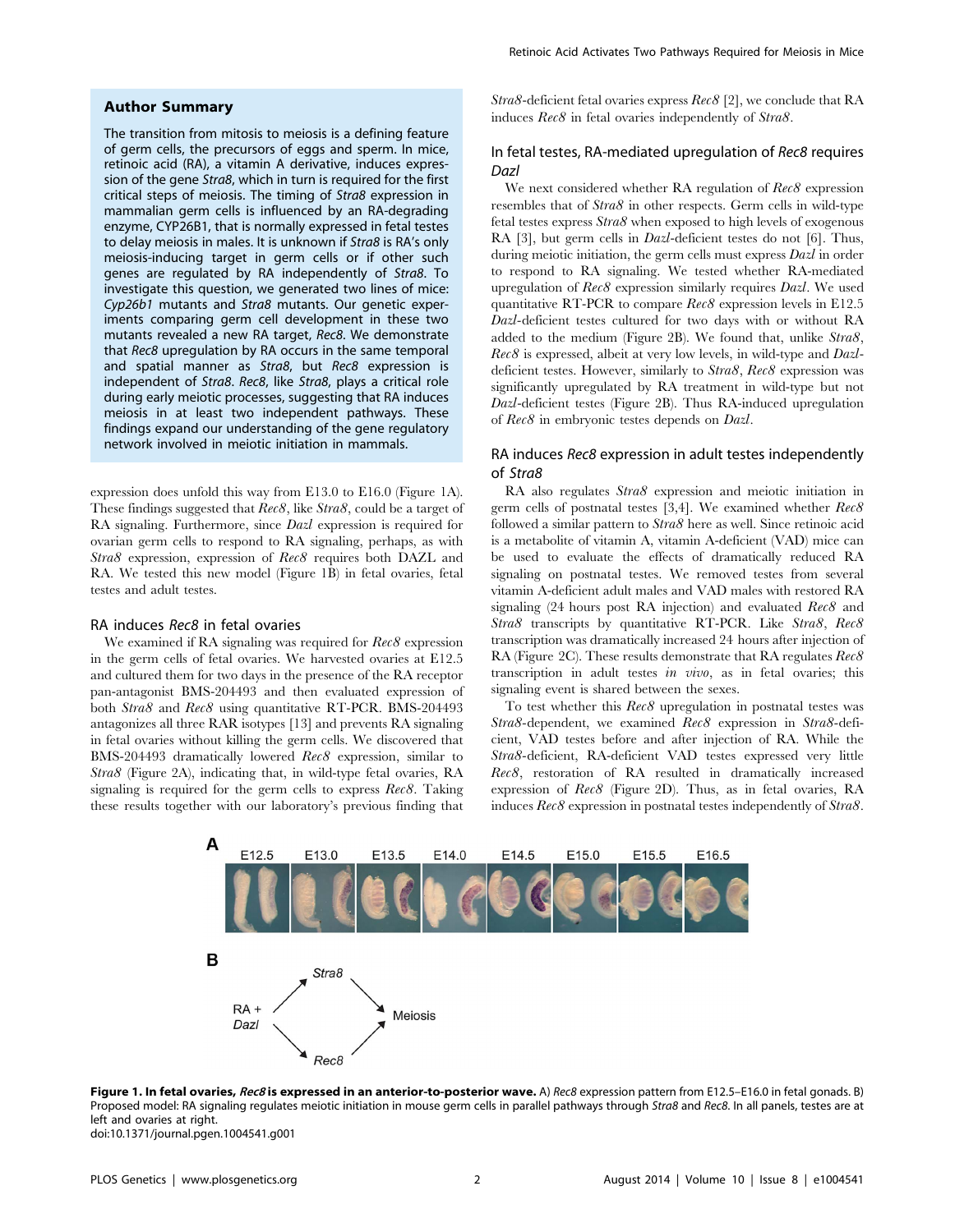## Author Summary

The transition from mitosis to meiosis is a defining feature of germ cells, the precursors of eggs and sperm. In mice, retinoic acid (RA), a vitamin A derivative, induces expression of the gene *Stra8*, which in turn is required for the first critical steps of meiosis. The timing of *Stra8* expression in mammalian germ cells is influenced by an RA-degrading enzyme, CYP26B1, that is normally expressed in fetal testes to delay meiosis in males. It is unknown if *Stra8* is RA's only meiosis-inducing target in germ cells or if other such genes are regulated by RA independently of *Stra8*. To investigate this question, we generated two lines of mice: *Cyp26b1* mutants and *Stra8* mutants. Our genetic experiments comparing germ cell development in these two mutants revealed a new RA target, *Rec8*. We demonstrate that *Rec8* upregulation by RA occurs in the same temporal and spatial manner as *Stra8*, but *Rec8* expression is independent of *Stra8*. *Rec8*, like *Stra8*, plays a critical role during early meiotic processes, suggesting that RA induces meiosis in at least two independent pathways. These findings expand our understanding of the gene regulatory network involved in meiotic initiation in mammals.

expression does unfold this way from E13.0 to E16.0 (Figure 1A). These findings suggested that *Rec8*, like *Stra8*, could be a target of RA signaling. Furthermore, since *Dazl* expression is required for ovarian germ cells to respond to RA signaling, perhaps, as with *Stra8* expression, expression of *Rec8* requires both DAZL and RA. We tested this new model (Figure 1B) in fetal ovaries, fetal testes and adult testes.

### RA induces *Rec8* in fetal ovaries

We examined if RA signaling was required for *Rec8* expression in the germ cells of fetal ovaries. We harvested ovaries at E12.5 and cultured them for two days in the presence of the RA receptor pan-antagonist BMS-204493 and then evaluated expression of both *Stra8* and *Rec8* using quantitative RT-PCR. BMS-204493 antagonizes all three RAR isotypes [13] and prevents RA signaling in fetal ovaries without killing the germ cells. We discovered that BMS-204493 dramatically lowered *Rec8* expression, similar to *Stra8* (Figure 2A), indicating that, in wild-type fetal ovaries, RA signaling is required for the germ cells to express *Rec8*. Taking these results together with our laboratory's previous finding that *Stra8*-deficient fetal ovaries express *Rec8* [2], we conclude that RA induces *Rec8* in fetal ovaries independently of *Stra8*.

### In fetal testes, RA-mediated upregulation of *Rec8* requires *Dazl*

We next considered whether RA regulation of *Rec8* expression resembles that of *Stra8* in other respects. Germ cells in wild-type fetal testes express *Stra8* when exposed to high levels of exogenous RA [3], but germ cells in *Dazl*-deficient testes do not [6]. Thus, during meiotic initiation, the germ cells must express *Dazl* in order to respond to RA signaling. We tested whether RA-mediated upregulation of *Rec8* expression similarly requires *Dazl*. We used quantitative RT-PCR to compare *Rec8* expression levels in E12.5 *Dazl*-deficient testes cultured for two days with or without RA added to the medium (Figure 2B). We found that, unlike *Stra8*, *Rec8* is expressed, albeit at very low levels, in wild-type and *Dazl*-deficient testes. However, similarly to *Stra8*, *Rec8* expression was significantly upregulated by RA treatment in wild-type but not *Dazl*-deficient testes (Figure 2B). Thus RA-induced upregulation of *Rec8* in embryonic testes depends on *Dazl*.

### RA induces *Rec8* expression in adult testes independently of *Stra8*

RA also regulates *Stra8* expression and meiotic initiation in germ cells of postnatal testes [3,4]. We examined whether *Rec8* followed a similar pattern to *Stra8* here as well. Since retinoic acid is a metabolite of vitamin A, vitamin A-deficient (VAD) mice can be used to evaluate the effects of dramatically reduced RA signaling on postnatal testes. We removed testes from several vitamin A-deficient adult males and VAD males with restored RA signaling (24 hours post RA injection) and evaluated *Rec8* and *Stra8* transcripts by quantitative RT-PCR. Like *Stra8*, *Rec8* transcription was dramatically increased 24 hours after injection of RA (Figure 2C). These results demonstrate that RA regulates *Rec8* transcription in adult testes *in vivo*, as in fetal ovaries; this signaling event is shared between the sexes.

To test whether this *Rec8* upregulation in postnatal testes was *Stra8*-dependent, we examined *Rec8* expression in *Stra8*-deficient, VAD testes before and after injection of RA. While the *Stra8*-deficient, RA-deficient VAD testes expressed very little *Rec8*, restoration of RA resulted in dramatically increased expression of *Rec8* (Figure 2D). Thus, as in fetal ovaries, RA induces *Rec8* expression in postnatal testes independently of *Stra8*.

**Figure 1. In fetal ovaries, *Rec8* is expressed in an anterior-to-posterior wave.** A) *Rec8* expression pattern from E12.5–E16.0 in fetal gonads. B) Proposed model: RA signaling regulates meiotic initiation in mouse germ cells in parallel pathways through *Stra8* and *Rec8*. In all panels, testes are at left and ovaries at right.
doi:10.1371/journal.pgen.1004541.g001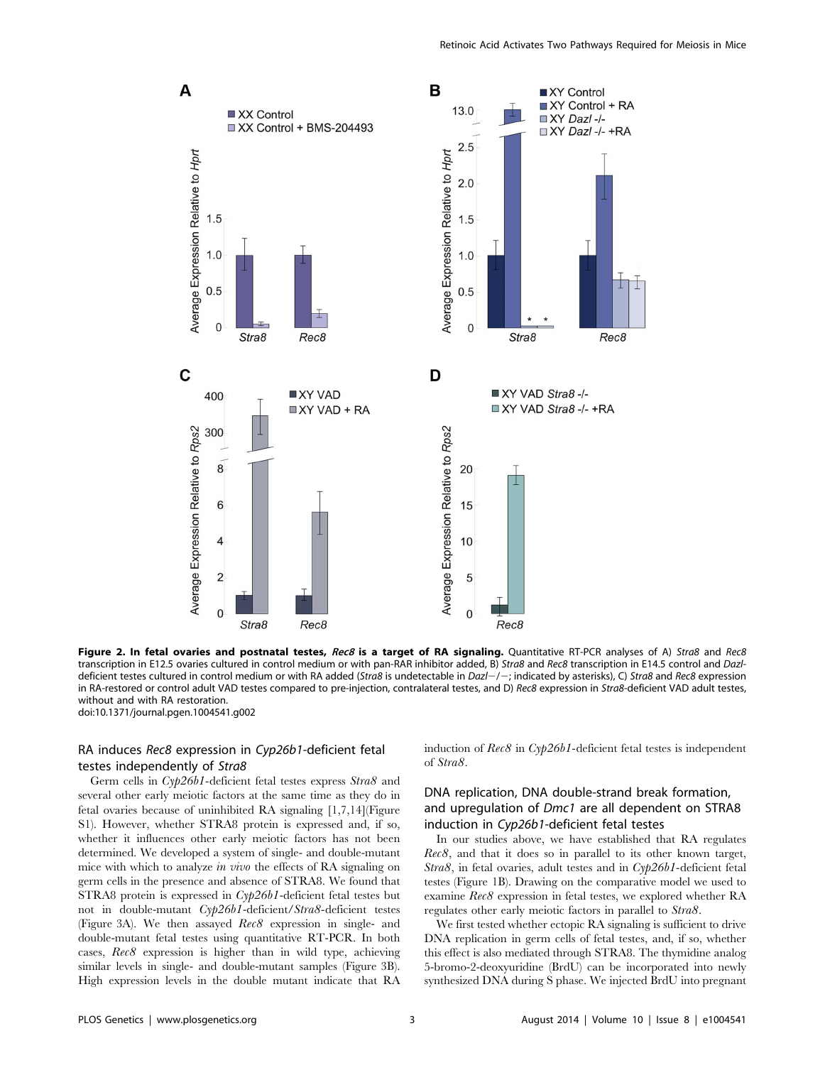**Figure 2. In fetal ovaries and postnatal testes, *Rec8* is a target of RA signaling.** Quantitative RT-PCR analyses of A) *Stra8* and *Rec8* transcription in E12.5 ovaries cultured in control medium or with pan-RAR inhibitor added, B) *Stra8* and *Rec8* transcription in E14.5 control and *Dazl*-deficient testes cultured in control medium or with RA added (*Stra8* is undetectable in *Dazl*−/−; indicated by asterisks), C) *Stra8* and *Rec8* expression in RA-restored or control adult VAD testes compared to pre-injection, contralateral testes, and D) *Rec8* expression in *Stra8*-deficient VAD adult testes, without and with RA restoration.
doi:10.1371/journal.pgen.1004541.g002

## RA induces *Rec8* expression in *Cyp26b1*-deficient fetal testes independently of *Stra8*

Germ cells in *Cyp26b1*-deficient fetal testes express *Stra8* and several other early meiotic factors at the same time as they do in fetal ovaries because of uninhibited RA signaling [1,7,14](Figure S1). However, whether STRA8 protein is expressed and, if so, whether it influences other early meiotic factors has not been determined. We developed a system of single- and double-mutant mice with which to analyze *in vivo* the effects of RA signaling on germ cells in the presence and absence of STRA8. We found that STRA8 protein is expressed in *Cyp26b1*-deficient fetal testes but not in double-mutant *Cyp26b1*-deficient/*Stra8*-deficient testes (Figure 3A). We then assayed *Rec8* expression in single- and double-mutant fetal testes using quantitative RT-PCR. In both cases, *Rec8* expression is higher than in wild type, achieving similar levels in single- and double-mutant samples (Figure 3B). High expression levels in the double mutant indicate that RA induction of *Rec8* in *Cyp26b1*-deficient fetal testes is independent of *Stra8*.

## DNA replication, DNA double-strand break formation, and upregulation of *Dmc1* are all dependent on STRA8 induction in *Cyp26b1*-deficient fetal testes

In our studies above, we have established that RA regulates *Rec8*, and that it does so in parallel to its other known target, *Stra8*, in fetal ovaries, adult testes and in *Cyp26b1*-deficient fetal testes (Figure 1B). Drawing on the comparative model we used to examine *Rec8* expression in fetal testes, we explored whether RA regulates other early meiotic factors in parallel to *Stra8*.

We first tested whether ectopic RA signaling is sufficient to drive DNA replication in germ cells of fetal testes, and, if so, whether this effect is also mediated through STRA8. The thymidine analog 5-bromo-2-deoxyuridine (BrdU) can be incorporated into newly synthesized DNA during S phase. We injected BrdU into pregnant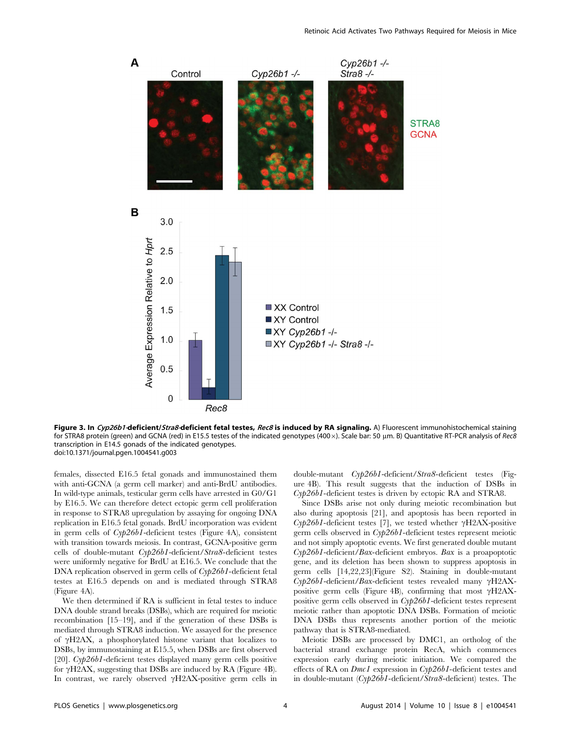**Figure 3. In *Cyp26b1*-deficient/*Stra8*-deficient fetal testes, *Rec8* is induced by RA signaling.** A) Fluorescent immunohistochemical staining for STRA8 protein (green) and GCNA (red) in E15.5 testes of the indicated genotypes (400×). Scale bar: 50 µm. B) Quantitative RT-PCR analysis of *Rec8* transcription in E14.5 gonads of the indicated genotypes.
doi:10.1371/journal.pgen.1004541.g003

females, dissected E16.5 fetal gonads and immunostained them with anti-GCNA (a germ cell marker) and anti-BrdU antibodies. In wild-type animals, testicular germ cells have arrested in G0/G1 by E16.5. We can therefore detect ectopic germ cell proliferation in response to STRA8 upregulation by assaying for ongoing DNA replication in E16.5 fetal gonads. BrdU incorporation was evident in germ cells of *Cyp26b1*-deficient testes (Figure 4A), consistent with transition towards meiosis. In contrast, GCNA-positive germ cells of double-mutant *Cyp26b1*-deficient/*Stra8*-deficient testes were uniformly negative for BrdU at E16.5. We conclude that the DNA replication observed in germ cells of *Cyp26b1*-deficient fetal testes at E16.5 depends on and is mediated through STRA8 (Figure 4A).

We then determined if RA is sufficient in fetal testes to induce DNA double strand breaks (DSBs), which are required for meiotic recombination [15–19], and if the generation of these DSBs is mediated through STRA8 induction. We assayed for the presence of γH2AX, a phosphorylated histone variant that localizes to DSBs, by immunostaining at E15.5, when DSBs are first observed [20]. *Cyp26b1*-deficient testes displayed many germ cells positive for γH2AX, suggesting that DSBs are induced by RA (Figure 4B). In contrast, we rarely observed γH2AX-positive germ cells in double-mutant *Cyp26b1*-deficient/*Stra8*-deficient testes (Figure 4B). This result suggests that the induction of DSBs in *Cyp26b1*-deficient testes is driven by ectopic RA and STRA8.

Since DSBs arise not only during meiotic recombination but also during apoptosis [21], and apoptosis has been reported in *Cyp26b1*-deficient testes [7], we tested whether γH2AX-positive germ cells observed in *Cyp26b1*-deficient testes represent meiotic and not simply apoptotic events. We first generated double mutant *Cyp26b1*-deficient/*Bax*-deficient embryos. *Bax* is a proapoptotic gene, and its deletion has been shown to suppress apoptosis in germ cells [14,22,23](Figure S2). Staining in double-mutant *Cyp26b1*-deficient/*Bax*-deficient testes revealed many γH2AX-positive germ cells (Figure 4B), confirming that most γH2AX-positive germ cells observed in *Cyp26b1*-deficient testes represent meiotic rather than apoptotic DNA DSBs. Formation of meiotic DNA DSBs thus represents another portion of the meiotic pathway that is STRA8-mediated.

Meiotic DSBs are processed by DMC1, an ortholog of the bacterial strand exchange protein RecA, which commences expression early during meiotic initiation. We compared the effects of RA on *Dmc1* expression in *Cyp26b1*-deficient testes and in double-mutant (*Cyp26b1*-deficient/*Stra8*-deficient) testes. The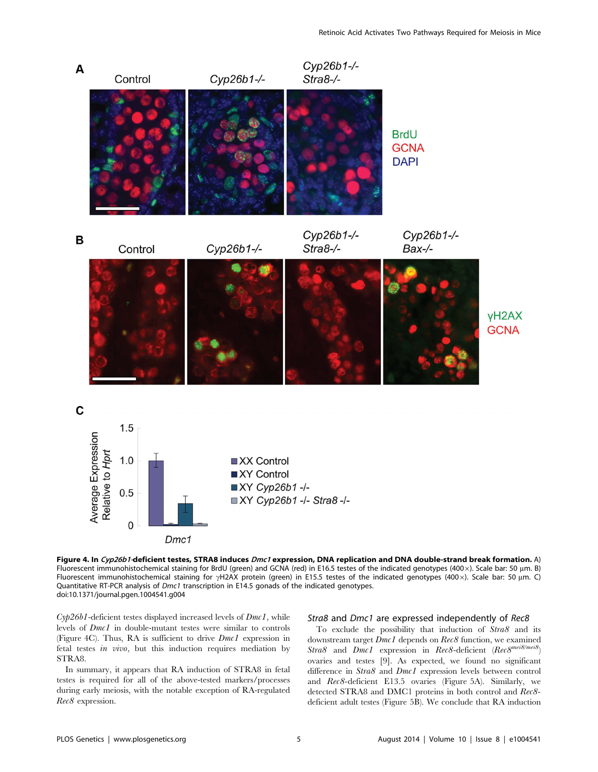**Figure 4. In *Cyp26b1*-deficient testes, STRA8 induces *Dmc1* expression, DNA replication and DNA double-strand break formation.** A) Fluorescent immunohistochemical staining for BrdU (green) and GCNA (red) in E16.5 testes of the indicated genotypes (400×). Scale bar: 50 µm. B) Fluorescent immunohistochemical staining for γH2AX protein (green) in E15.5 testes of the indicated genotypes (400×). Scale bar: 50 µm. C) Quantitative RT-PCR analysis of *Dmc1* transcription in E14.5 gonads of the indicated genotypes.
doi:10.1371/journal.pgen.1004541.g004

*Cyp26b1*-deficient testes displayed increased levels of *Dmc1*, while levels of *Dmc1* in double-mutant testes were similar to controls (Figure 4C). Thus, RA is sufficient to drive *Dmc1* expression in fetal testes *in vivo*, but this induction requires mediation by STRA8.

In summary, it appears that RA induction of STRA8 in fetal testes is required for all of the above-tested markers/processes during early meiosis, with the notable exception of RA-regulated *Rec8* expression.

### *Stra8* and *Dmc1* are expressed independently of *Rec8*

To exclude the possibility that induction of *Stra8* and its downstream target *Dmc1* depends on *Rec8* function, we examined *Stra8* and *Dmc1* expression in *Rec8*-deficient ($Rec8^{mei8/mei8}$) ovaries and testes [9]. As expected, we found no significant difference in *Stra8* and *Dmc1* expression levels between control and *Rec8*-deficient E13.5 ovaries (Figure 5A). Similarly, we detected STRA8 and DMC1 proteins in both control and *Rec8*-deficient adult testes (Figure 5B). We conclude that RA induction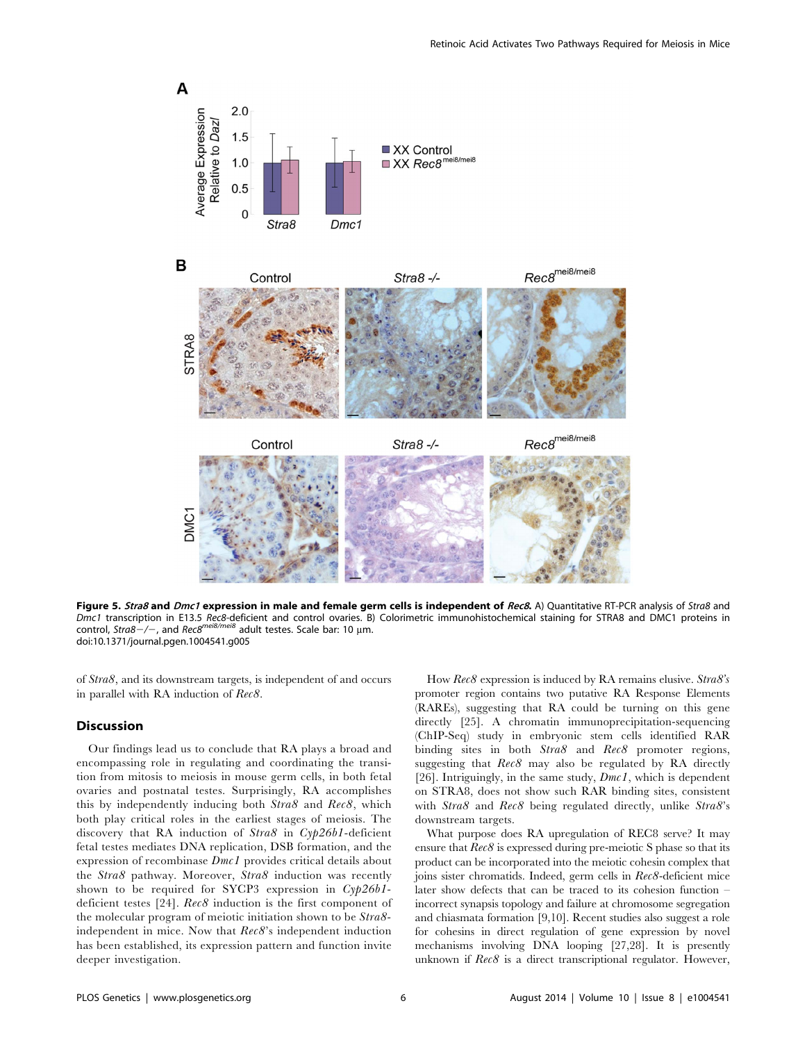**Figure 5. *Stra8* and *Dmc1* expression in male and female germ cells is independent of *Rec8*.** A) Quantitative RT-PCR analysis of *Stra8* and *Dmc1* transcription in E13.5 *Rec8*-deficient and control ovaries. B) Colorimetric immunohistochemical staining for STRA8 and DMC1 proteins in control, *Stra8−/−*, and *Rec8*$^{mei8/mei8}$ adult testes. Scale bar: 10 μm.
doi:10.1371/journal.pgen.1004541.g005

of *Stra8*, and its downstream targets, is independent of and occurs in parallel with RA induction of *Rec8*.

## Discussion

Our findings lead us to conclude that RA plays a broad and encompassing role in regulating and coordinating the transition from mitosis to meiosis in mouse germ cells, in both fetal ovaries and postnatal testes. Surprisingly, RA accomplishes this by independently inducing both *Stra8* and *Rec8*, which both play critical roles in the earliest stages of meiosis. The discovery that RA induction of *Stra8* in *Cyp26b1*-deficient fetal testes mediates DNA replication, DSB formation, and the expression of recombinase *Dmc1* provides critical details about the *Stra8* pathway. Moreover, *Stra8* induction was recently shown to be required for SYCP3 expression in *Cyp26b1*-deficient testes [24]. *Rec8* induction is the first component of the molecular program of meiotic initiation shown to be *Stra8*-independent in mice. Now that *Rec8*'s independent induction has been established, its expression pattern and function invite deeper investigation.

How *Rec8* expression is induced by RA remains elusive. *Stra8's* promoter region contains two putative RA Response Elements (RAREs), suggesting that RA could be turning on this gene directly [25]. A chromatin immunoprecipitation-sequencing (ChIP-Seq) study in embryonic stem cells identified RAR binding sites in both *Stra8* and *Rec8* promoter regions, suggesting that *Rec8* may also be regulated by RA directly [26]. Intriguingly, in the same study, *Dmc1*, which is dependent on STRA8, does not show such RAR binding sites, consistent with *Stra8* and *Rec8* being regulated directly, unlike *Stra8*'s downstream targets.

What purpose does RA upregulation of REC8 serve? It may ensure that *Rec8* is expressed during pre-meiotic S phase so that its product can be incorporated into the meiotic cohesin complex that joins sister chromatids. Indeed, germ cells in *Rec8*-deficient mice later show defects that can be traced to its cohesion function – incorrect synapsis topology and failure at chromosome segregation and chiasmata formation [9,10]. Recent studies also suggest a role for cohesins in direct regulation of gene expression by novel mechanisms involving DNA looping [27,28]. It is presently unknown if *Rec8* is a direct transcriptional regulator. However,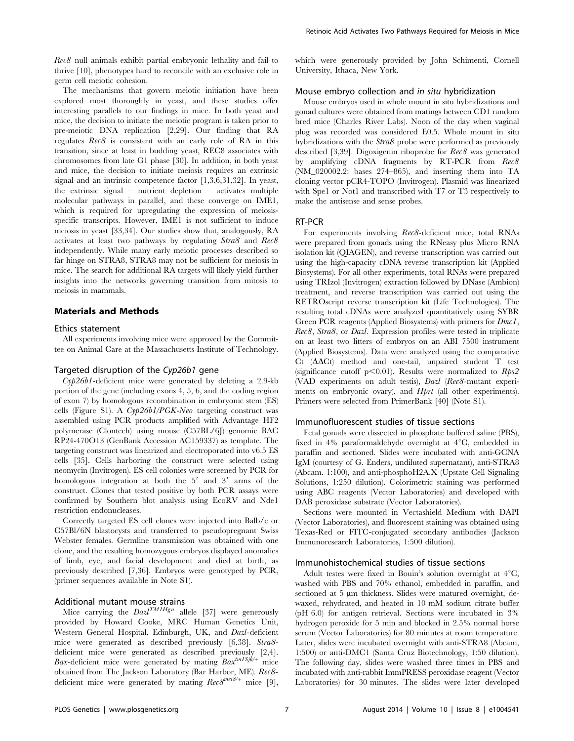*Rec8* null animals exhibit partial embryonic lethality and fail to thrive [10], phenotypes hard to reconcile with an exclusive role in germ cell meiotic cohesion.

The mechanisms that govern meiotic initiation have been explored most thoroughly in yeast, and these studies offer interesting parallels to our findings in mice. In both yeast and mice, the decision to initiate the meiotic program is taken prior to pre-meiotic DNA replication [2,29]. Our finding that RA regulates *Rec8* is consistent with an early role of RA in this transition, since at least in budding yeast, REC8 associates with chromosomes from late G1 phase [30]. In addition, in both yeast and mice, the decision to initiate meiosis requires an extrinsic signal and an intrinsic competence factor [1,3,6,31,32]. In yeast, the extrinsic signal – nutrient depletion – activates multiple molecular pathways in parallel, and these converge on IME1, which is required for upregulating the expression of meiosis-specific transcripts. However, IME1 is not sufficient to induce meiosis in yeast [33,34]. Our studies show that, analogously, RA activates at least two pathways by regulating *Stra8* and *Rec8* independently. While many early meiotic processes described so far hinge on STRA8, STRA8 may not be sufficient for meiosis in mice. The search for additional RA targets will likely yield further insights into the networks governing transition from mitosis to meiosis in mammals.

## Materials and Methods

### Ethics statement

All experiments involving mice were approved by the Committee on Animal Care at the Massachusetts Institute of Technology.

### Targeted disruption of the *Cyp26b1* gene

*Cyp26b1*-deficient mice were generated by deleting a 2.9-kb portion of the gene (including exons 4, 5, 6, and the coding region of exon 7) by homologous recombination in embryonic stem (ES) cells (Figure S1). A *Cyp26b1/PGK-Neo* targeting construct was assembled using PCR products amplified with Advantage HF2 polymerase (Clontech) using mouse (C57BL/6J) genomic BAC RP24-470O13 (GenBank Accession AC159337) as template. The targeting construct was linearized and electroporated into v6.5 ES cells [35]. Cells harboring the construct were selected using neomycin (Invitrogen). ES cell colonies were screened by PCR for homologous integration at both the 5′ and 3′ arms of the construct. Clones that tested positive by both PCR assays were confirmed by Southern blot analysis using EcoRV and Nde1 restriction endonucleases.

Correctly targeted ES cell clones were injected into Balb/c or C57Bl/6N blastocysts and transferred to pseudopregnant Swiss Webster females. Germline transmission was obtained with one clone, and the resulting homozygous embryos displayed anomalies of limb, eye, and facial development and died at birth, as previously described [7,36]. Embryos were genotyped by PCR, (primer sequences available in Note S1).

### Additional mutant mouse strains

Mice carrying the $Dazl^{TM1Hgu}$ allele [37] were generously provided by Howard Cooke, MRC Human Genetics Unit, Western General Hospital, Edinburgh, UK, and *Dazl*-deficient mice were generated as described previously [6,38]. *Stra8*-deficient mice were generated as described previously [2,4]. *Bax*-deficient mice were generated by mating $Bax^{tm1Sjk/+}$ mice obtained from The Jackson Laboratory (Bar Harbor, ME). *Rec8*-deficient mice were generated by mating $Rec8^{mei8/+}$ mice [9], which were generously provided by John Schimenti, Cornell University, Ithaca, New York.

### Mouse embryo collection and *in situ* hybridization

Mouse embryos used in whole mount in situ hybridizations and gonad cultures were obtained from matings between CD1 random bred mice (Charles River Labs). Noon of the day when vaginal plug was recorded was considered E0.5. Whole mount in situ hybridizations with the *Stra8* probe were performed as previously described [3,39]. Digoxigenin riboprobe for *Rec8* was generated by amplifying cDNA fragments by RT-PCR from *Rec8* (NM_020002.2: bases 274–865), and inserting them into TA cloning vector pCR4-TOPO (Invitrogen). Plasmid was linearized with Spe1 or Not1 and transcribed with T7 or T3 respectively to make the antisense and sense probes.

### RT-PCR

For experiments involving *Rec8*-deficient mice, total RNAs were prepared from gonads using the RNeasy plus Micro RNA isolation kit (QIAGEN), and reverse transcription was carried out using the high-capacity cDNA reverse transcription kit (Applied Biosystems). For all other experiments, total RNAs were prepared using TRIzol (Invitrogen) extraction followed by DNase (Ambion) treatment, and reverse transcription was carried out using the RETROscript reverse transcription kit (Life Technologies). The resulting total cDNAs were analyzed quantitatively using SYBR Green PCR reagents (Applied Biosystems) with primers for *Dmc1*, *Rec8*, *Stra8*, or *Dazl*. Expression profiles were tested in triplicate on at least two litters of embryos on an ABI 7500 instrument (Applied Biosystems). Data were analyzed using the comparative Ct (ΔΔCt) method and one-tail, unpaired student T test (significance cutoff $p<0.01$). Results were normalized to *Rps2* (VAD experiments on adult testis), *Dazl* (*Rec8*-mutant experiments on embryonic ovary), and *Hprt* (all other experiments). Primers were selected from PrimerBank [40] (Note S1).

### Immunofluorescent studies of tissue sections

Fetal gonads were dissected in phosphate buffered saline (PBS), fixed in 4% paraformaldehyde overnight at 4°C, embedded in paraffin and sectioned. Slides were incubated with anti-GCNA IgM (courtesy of G. Enders, undiluted supernatant), anti-STRA8 (Abcam. 1:100), and anti-phosphoH2A.X (Upstate Cell Signaling Solutions, 1:250 dilution). Colorimetric staining was performed using ABC reagents (Vector Laboratories) and developed with DAB peroxidase substrate (Vector Laboratories).

Sections were mounted in Vectashield Medium with DAPI (Vector Laboratories), and fluorescent staining was obtained using Texas-Red or FITC-conjugated secondary antibodies (Jackson Immunoresearch Laboratories, 1:500 dilution).

### Immunohistochemical studies of tissue sections

Adult testes were fixed in Bouin's solution overnight at 4°C, washed with PBS and 70% ethanol, embedded in paraffin, and sectioned at 5 µm thickness. Slides were matured overnight, de-waxed, rehydrated, and heated in 10 mM sodium citrate buffer (pH 6.0) for antigen retrieval. Sections were incubated in 3% hydrogen peroxide for 5 min and blocked in 2.5% normal horse serum (Vector Laboratories) for 80 minutes at room temperature. Later, slides were incubated overnight with anti-STRA8 (Abcam, 1:500) or anti-DMC1 (Santa Cruz Biotechnology, 1:50 dilution). The following day, slides were washed three times in PBS and incubated with anti-rabbit ImmPRESS peroxidase reagent (Vector Laboratories) for 30 minutes. The slides were later developed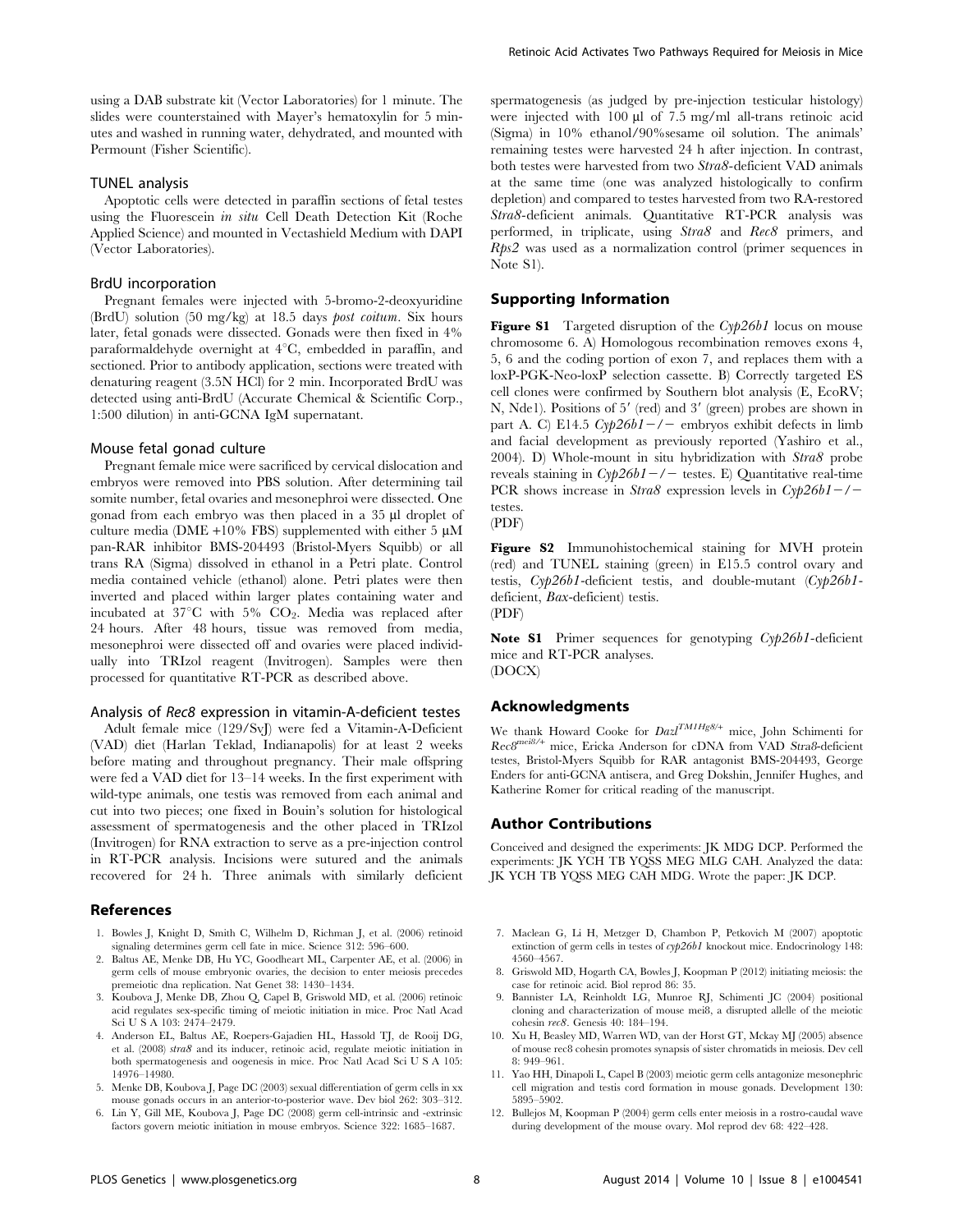using a DAB substrate kit (Vector Laboratories) for 1 minute. The slides were counterstained with Mayer's hematoxylin for 5 minutes and washed in running water, dehydrated, and mounted with Permount (Fisher Scientific).

### TUNEL analysis

Apoptotic cells were detected in paraffin sections of fetal testes using the Fluorescein *in situ* Cell Death Detection Kit (Roche Applied Science) and mounted in Vectashield Medium with DAPI (Vector Laboratories).

### BrdU incorporation

Pregnant females were injected with 5-bromo-2-deoxyuridine (BrdU) solution (50 mg/kg) at 18.5 days *post coitum*. Six hours later, fetal gonads were dissected. Gonads were then fixed in 4% paraformaldehyde overnight at 4°C, embedded in paraffin, and sectioned. Prior to antibody application, sections were treated with denaturing reagent (3.5N HCl) for 2 min. Incorporated BrdU was detected using anti-BrdU (Accurate Chemical & Scientific Corp., 1:500 dilution) in anti-GCNA IgM supernatant.

### Mouse fetal gonad culture

Pregnant female mice were sacrificed by cervical dislocation and embryos were removed into PBS solution. After determining tail somite number, fetal ovaries and mesonephroi were dissected. One gonad from each embryo was then placed in a 35 µl droplet of culture media (DME +10% FBS) supplemented with either 5 µM pan-RAR inhibitor BMS-204493 (Bristol-Myers Squibb) or all trans RA (Sigma) dissolved in ethanol in a Petri plate. Control media contained vehicle (ethanol) alone. Petri plates were then inverted and placed within larger plates containing water and incubated at 37°C with 5% $CO_2$. Media was replaced after 24 hours. After 48 hours, tissue was removed from media, mesonephroi were dissected off and ovaries were placed individually into TRIzol reagent (Invitrogen). Samples were then processed for quantitative RT-PCR as described above.

### Analysis of *Rec8* expression in vitamin-A-deficient testes

Adult female mice (129/SvJ) were fed a Vitamin-A-Deficient (VAD) diet (Harlan Teklad, Indianapolis) for at least 2 weeks before mating and throughout pregnancy. Their male offspring were fed a VAD diet for 13–14 weeks. In the first experiment with wild-type animals, one testis was removed from each animal and cut into two pieces; one fixed in Bouin's solution for histological assessment of spermatogenesis and the other placed in TRIzol (Invitrogen) for RNA extraction to serve as a pre-injection control in RT-PCR analysis. Incisions were sutured and the animals recovered for 24 h. Three animals with similarly deficient spermatogenesis (as judged by pre-injection testicular histology) were injected with 100 µl of 7.5 mg/ml all-trans retinoic acid (Sigma) in 10% ethanol/90%sesame oil solution. The animals' remaining testes were harvested 24 h after injection. In contrast, both testes were harvested from two *Stra8*-deficient VAD animals at the same time (one was analyzed histologically to confirm depletion) and compared to testes harvested from two RA-restored *Stra8*-deficient animals. Quantitative RT-PCR analysis was performed, in triplicate, using *Stra8* and *Rec8* primers, and *Rps2* was used as a normalization control (primer sequences in Note S1).

## Supporting Information

**Figure S1** Targeted disruption of the *Cyp26b1* locus on mouse chromosome 6. A) Homologous recombination removes exons 4, 5, 6 and the coding portion of exon 7, and replaces them with a loxP-PGK-Neo-loxP selection cassette. B) Correctly targeted ES cell clones were confirmed by Southern blot analysis (E, EcoRV; N, Nde1). Positions of 5′ (red) and 3′ (green) probes are shown in part A. C) E14.5 *Cyp26b1−/−* embryos exhibit defects in limb and facial development as previously reported (Yashiro et al., 2004). D) Whole-mount in situ hybridization with *Stra8* probe reveals staining in *Cyp26b1−/−* testes. E) Quantitative real-time PCR shows increase in *Stra8* expression levels in *Cyp26b1−/−* testes.
(PDF)

**Figure S2** Immunohistochemical staining for MVH protein (red) and TUNEL staining (green) in E15.5 control ovary and testis, *Cyp26b1*-deficient testis, and double-mutant (*Cyp26b1*-deficient, *Bax*-deficient) testis.
(PDF)

**Note S1** Primer sequences for genotyping *Cyp26b1*-deficient mice and RT-PCR analyses.
(DOCX)

## Acknowledgments

We thank Howard Cooke for $Dazl^{TM1Hg8/+}$ mice, John Schimenti for $Rec8^{mei8/+}$ mice, Ericka Anderson for cDNA from VAD *Stra8*-deficient testes, Bristol-Myers Squibb for RAR antagonist BMS-204493, George Enders for anti-GCNA antisera, and Greg Dokshin, Jennifer Hughes, and Katherine Romer for critical reading of the manuscript.

## Author Contributions

Conceived and designed the experiments: JK MDG DCP. Performed the experiments: JK YCH TB YQSS MEG MLG CAH. Analyzed the data: JK YCH TB YQSS MEG CAH MDG. Wrote the paper: JK DCP.

## References

1. Bowles J, Knight D, Smith C, Wilhelm D, Richman J, et al. (2006) retinoid signaling determines germ cell fate in mice. Science 312: 596–600.
2. Baltus AE, Menke DB, Hu YC, Goodheart ML, Carpenter AE, et al. (2006) in germ cells of mouse embryonic ovaries, the decision to enter meiosis precedes premeiotic dna replication. Nat Genet 38: 1430–1434.
3. Koubova J, Menke DB, Zhou Q, Capel B, Griswold MD, et al. (2006) retinoic acid regulates sex-specific timing of meiotic initiation in mice. Proc Natl Acad Sci U S A 103: 2474–2479.
4. Anderson EL, Baltus AE, Roepers-Gajadien HL, Hassold TJ, de Rooij DG, et al. (2008) stra8 and its inducer, retinoic acid, regulate meiotic initiation in both spermatogenesis and oogenesis in mice. Proc Natl Acad Sci U S A 105: 14976–14980.
5. Menke DB, Koubova J, Page DC (2003) sexual differentiation of germ cells in xx mouse gonads occurs in an anterior-to-posterior wave. Dev biol 262: 303–312.
6. Lin Y, Gill ME, Koubova J, Page DC (2008) germ cell-intrinsic and -extrinsic factors govern meiotic initiation in mouse embryos. Science 322: 1685–1687.
7. Maclean G, Li H, Metzger D, Chambon P, Petkovich M (2007) apoptotic extinction of germ cells in testes of cyp26b1 knockout mice. Endocrinology 148: 4560–4567.
8. Griswold MD, Hogarth CA, Bowles J, Koopman P (2012) initiating meiosis: the case for retinoic acid. Biol reprod 86: 35.
9. Bannister LA, Reinholdt LG, Munroe RJ, Schimenti JC (2004) positional cloning and characterization of mouse mei8, a disrupted allelle of the meiotic cohesin rec8. Genesis 40: 184–194.
10. Xu H, Beasley MD, Warren WD, van der Horst GT, Mckay MJ (2005) absence of mouse rec8 cohesin promotes synapsis of sister chromatids in meiosis. Dev cell 8: 949–961.
11. Yao HH, Dinapoli L, Capel B (2003) meiotic germ cells antagonize mesonephric cell migration and testis cord formation in mouse gonads. Development 130: 5895–5902.
12. Bullejos M, Koopman P (2004) germ cells enter meiosis in a rostro-caudal wave during development of the mouse ovary. Mol reprod dev 68: 422–428.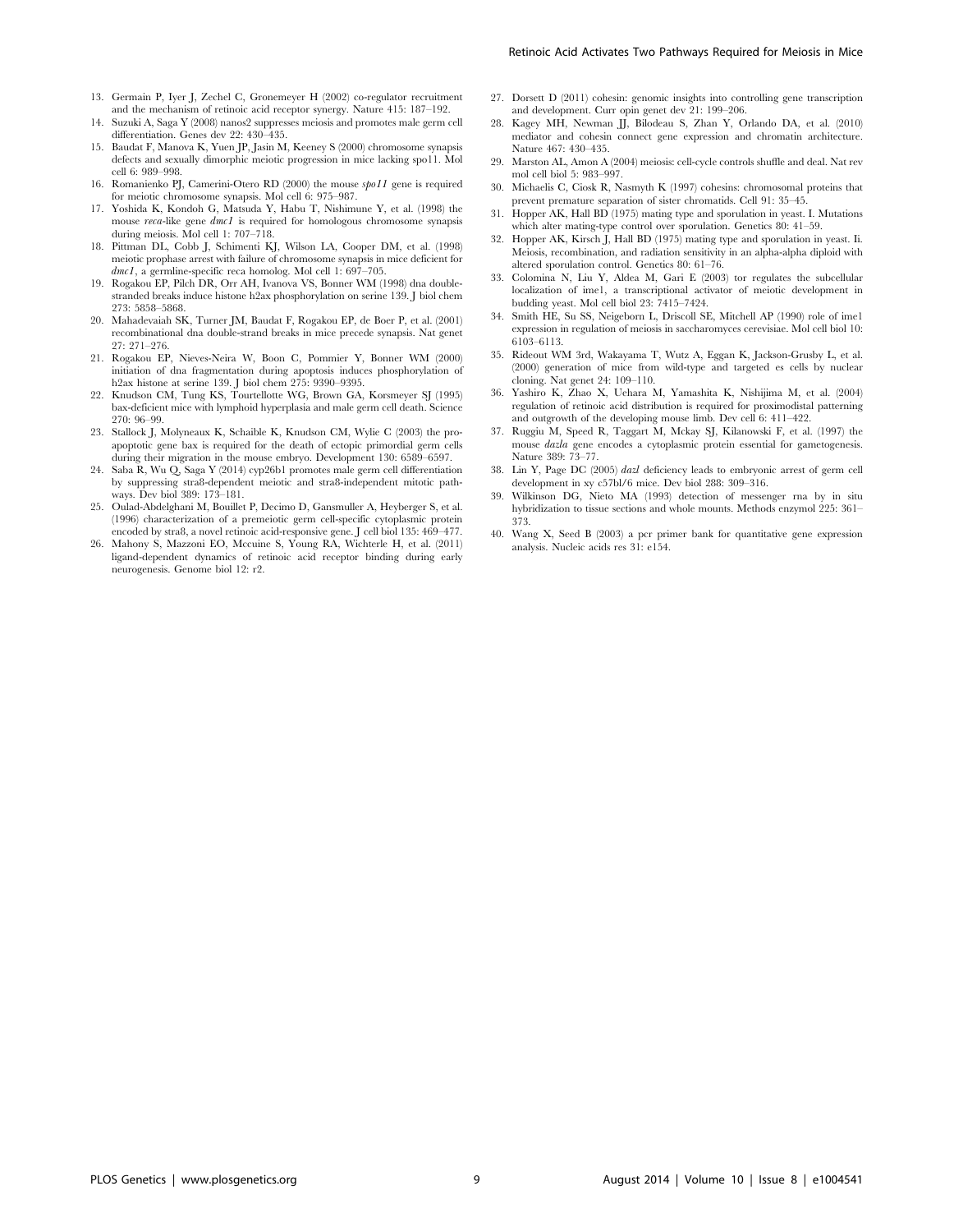13. Germain P, Iyer J, Zechel C, Gronemeyer H (2002) co-regulator recruitment and the mechanism of retinoic acid receptor synergy. Nature 415: 187–192.
14. Suzuki A, Saga Y (2008) nanos2 suppresses meiosis and promotes male germ cell differentiation. Genes dev 22: 430–435.
15. Baudat F, Manova K, Yuen JP, Jasin M, Keeney S (2000) chromosome synapsis defects and sexually dimorphic meiotic progression in mice lacking spo11. Mol cell 6: 989–998.
16. Romanienko PJ, Camerini-Otero RD (2000) the mouse *spo11* gene is required for meiotic chromosome synapsis. Mol cell 6: 975–987.
17. Yoshida K, Kondoh G, Matsuda Y, Habu T, Nishimune Y, et al. (1998) the mouse *reca*-like gene *dmc1* is required for homologous chromosome synapsis during meiosis. Mol cell 1: 707–718.
18. Pittman DL, Cobb J, Schimenti KJ, Wilson LA, Cooper DM, et al. (1998) meiotic prophase arrest with failure of chromosome synapsis in mice deficient for *dmc1*, a germline-specific reca homolog. Mol cell 1: 697–705.
19. Rogakou EP, Pilch DR, Orr AH, Ivanova VS, Bonner WM (1998) dna double-stranded breaks induce histone h2ax phosphorylation on serine 139. J biol chem 273: 5858–5868.
20. Mahadevaiah SK, Turner JM, Baudat F, Rogakou EP, de Boer P, et al. (2001) recombinational dna double-strand breaks in mice precede synapsis. Nat genet 27: 271–276.
21. Rogakou EP, Nieves-Neira W, Boon C, Pommier Y, Bonner WM (2000) initiation of dna fragmentation during apoptosis induces phosphorylation of h2ax histone at serine 139. J biol chem 275: 9390–9395.
22. Knudson CM, Tung KS, Tourtellotte WG, Brown GA, Korsmeyer SJ (1995) bax-deficient mice with lymphoid hyperplasia and male germ cell death. Science 270: 96–99.
23. Stallock J, Molyneaux K, Schaible K, Knudson CM, Wylie C (2003) the pro-apoptotic gene bax is required for the death of ectopic primordial germ cells during their migration in the mouse embryo. Development 130: 6589–6597.
24. Saba R, Wu Q, Saga Y (2014) cyp26b1 promotes male germ cell differentiation by suppressing stra8-dependent meiotic and stra8-independent mitotic pathways. Dev biol 389: 173–181.
25. Oulad-Abdelghani M, Bouillet P, Decimo D, Gansmuller A, Heyberger S, et al. (1996) characterization of a premeiotic germ cell-specific cytoplasmic protein encoded by stra8, a novel retinoic acid-responsive gene. J cell biol 135: 469–477.
26. Mahony S, Mazzoni EO, Mccuine S, Young RA, Wichterle H, et al. (2011) ligand-dependent dynamics of retinoic acid receptor binding during early neurogenesis. Genome biol 12: r2.
27. Dorsett D (2011) cohesin: genomic insights into controlling gene transcription and development. Curr opin genet dev 21: 199–206.
28. Kagey MH, Newman JJ, Bilodeau S, Zhan Y, Orlando DA, et al. (2010) mediator and cohesin connect gene expression and chromatin architecture. Nature 467: 430–435.
29. Marston AL, Amon A (2004) meiosis: cell-cycle controls shuffle and deal. Nat rev mol cell biol 5: 983–997.
30. Michaelis C, Ciosk R, Nasmyth K (1997) cohesins: chromosomal proteins that prevent premature separation of sister chromatids. Cell 91: 35–45.
31. Hopper AK, Hall BD (1975) mating type and sporulation in yeast. I. Mutations which alter mating-type control over sporulation. Genetics 80: 41–59.
32. Hopper AK, Kirsch J, Hall BD (1975) mating type and sporulation in yeast. Ii. Meiosis, recombination, and radiation sensitivity in an alpha-alpha diploid with altered sporulation control. Genetics 80: 61–76.
33. Colomina N, Liu Y, Aldea M, Gari E (2003) tor regulates the subcellular localization of ime1, a transcriptional activator of meiotic development in budding yeast. Mol cell biol 23: 7415–7424.
34. Smith HE, Su SS, Neigeborn L, Driscoll SE, Mitchell AP (1990) role of ime1 expression in regulation of meiosis in saccharomyces cerevisiae. Mol cell biol 10: 6103–6113.
35. Rideout WM 3rd, Wakayama T, Wutz A, Eggan K, Jackson-Grusby L, et al. (2000) generation of mice from wild-type and targeted es cells by nuclear cloning. Nat genet 24: 109–110.
36. Yashiro K, Zhao X, Uehara M, Yamashita K, Nishijima M, et al. (2004) regulation of retinoic acid distribution is required for proximodistal patterning and outgrowth of the developing mouse limb. Dev cell 6: 411–422.
37. Ruggiu M, Speed R, Taggart M, Mckay SJ, Kilanowski F, et al. (1997) the mouse *dazla* gene encodes a cytoplasmic protein essential for gametogenesis. Nature 389: 73–77.
38. Lin Y, Page DC (2005) *dazl* deficiency leads to embryonic arrest of germ cell development in xy c57bl/6 mice. Dev biol 288: 309–316.
39. Wilkinson DG, Nieto MA (1993) detection of messenger rna by in situ hybridization to tissue sections and whole mounts. Methods enzymol 225: 361–373.
40. Wang X, Seed B (2003) a pcr primer bank for quantitative gene expression analysis. Nucleic acids res 31: e154.